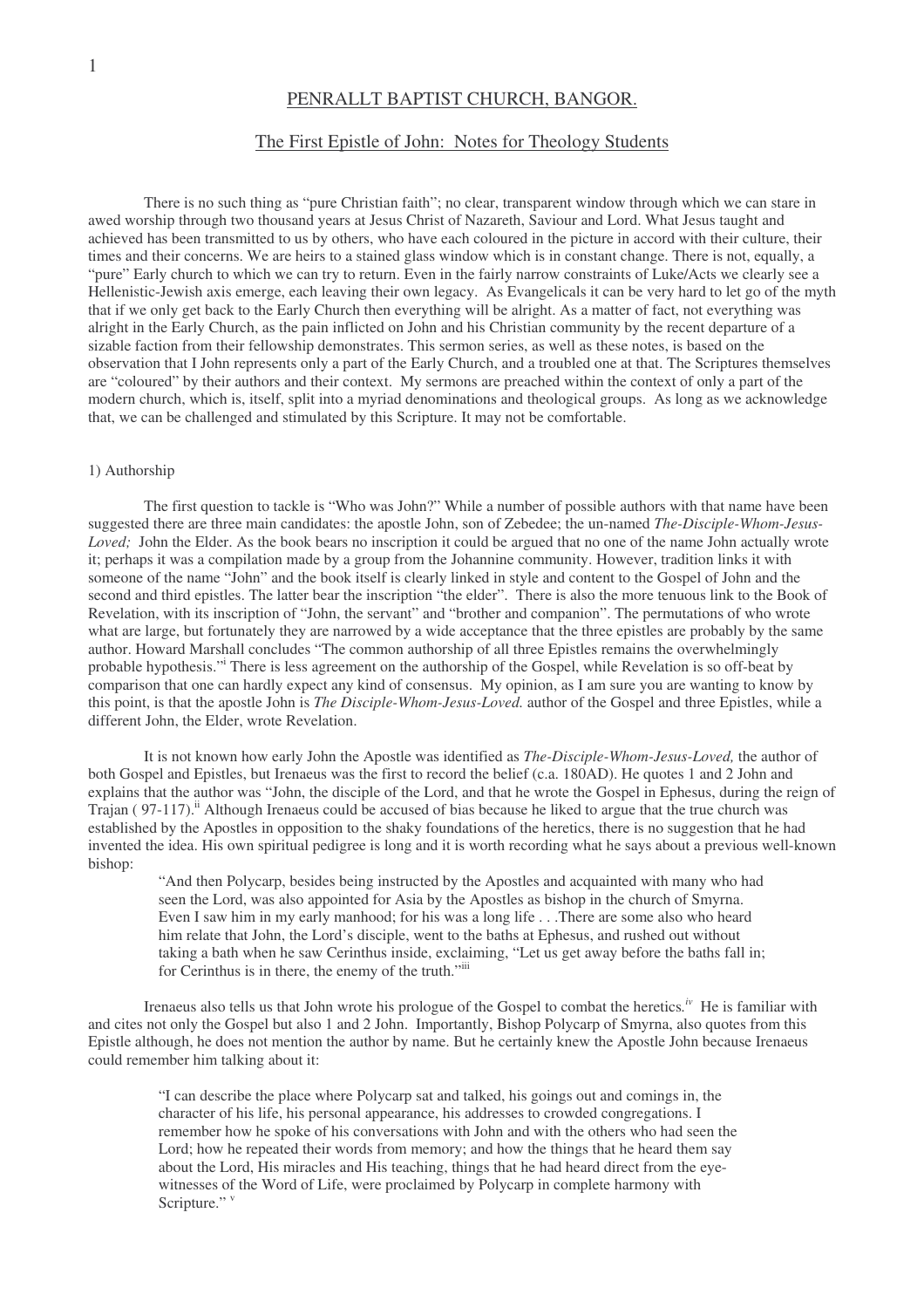# PENRALLT BAPTIST CHURCH, BANGOR.

## The First Epistle of John: Notes for Theology Students

There is no such thing as "pure Christian faith"; no clear, transparent window through which we can stare in awed worship through two thousand years at Jesus Christ of Nazareth, Saviour and Lord. What Jesus taught and achieved has been transmitted to us by others, who have each coloured in the picture in accord with their culture, their times and their concerns. We are heirs to a stained glass window which is in constant change. There is not, equally, a "pure" Early church to which we can try to return. Even in the fairly narrow constraints of Luke/Acts we clearly see a Hellenistic-Jewish axis emerge, each leaving their own legacy. As Evangelicals it can be very hard to let go of the myth that if we only get back to the Early Church then everything will be alright. As a matter of fact, not everything was alright in the Early Church, as the pain inflicted on John and his Christian community by the recent departure of a sizable faction from their fellowship demonstrates. This sermon series, as well as these notes, is based on the observation that I John represents only a part of the Early Church, and a troubled one at that. The Scriptures themselves are "coloured" by their authors and their context. My sermons are preached within the context of only a part of the modern church, which is, itself, split into a myriad denominations and theological groups. As long as we acknowledge that, we can be challenged and stimulated by this Scripture. It may not be comfortable.

### 1) Authorship

The first question to tackle is "Who was John?" While a number of possible authors with that name have been suggested there are three main candidates: the apostle John, son of Zebedee; the un-named *The-Disciple-Whom-Jesus-Loved;* John the Elder. As the book bears no inscription it could be argued that no one of the name John actually wrote it; perhaps it was a compilation made by a group from the Johannine community. However, tradition links it with someone of the name "John" and the book itself is clearly linked in style and content to the Gospel of John and the second and third epistles. The latter bear the inscription "the elder". There is also the more tenuous link to the Book of Revelation, with its inscription of "John, the servant" and "brother and companion". The permutations of who wrote what are large, but fortunately they are narrowed by a wide acceptance that the three epistles are probably by the same author. Howard Marshall concludes "The common authorship of all three Epistles remains the overwhelmingly probable hypothesis."[i] There is less agreement on the authorship of the Gospel, while Revelation is so off-beat by comparison that one can hardly expect any kind of consensus. My opinion, as I am sure you are wanting to know by this point, is that the apostle John is *The Disciple-Whom-Jesus-Loved.* author of the Gospel and three Epistles, while a different John, the Elder, wrote Revelation.

It is not known how early John the Apostle was identified as *The-Disciple-Whom-Jesus-Loved,* the author of both Gospel and Epistles, but Irenaeus was the first to record the belief (c.a. 180AD). He quotes 1 and 2 John and explains that the author was "John, the disciple of the Lord, and that he wrote the Gospel in Ephesus, during the reign of Trajan ( 97-117).[ii] Although Irenaeus could be accused of bias because he liked to argue that the true church was established by the Apostles in opposition to the shaky foundations of the heretics, there is no suggestion that he had invented the idea. His own spiritual pedigree is long and it is worth recording what he says about a previous well-known bishop:

> "And then Polycarp, besides being instructed by the Apostles and acquainted with many who had seen the Lord, was also appointed for Asia by the Apostles as bishop in the church of Smyrna. Even I saw him in my early manhood; for his was a long life . . .There are some also who heard him relate that John, the Lord's disciple, went to the baths at Ephesus, and rushed out without taking a bath when he saw Cerinthus inside, exclaiming, "Let us get away before the baths fall in; for Cerinthus is in there, the enemy of the truth."[iii]

Irenaeus also tells us that John wrote his prologue of the Gospel to combat the heretics.[iv] He is familiar with and cites not only the Gospel but also 1 and 2 John. Importantly, Bishop Polycarp of Smyrna, also quotes from this Epistle although, he does not mention the author by name. But he certainly knew the Apostle John because Irenaeus could remember him talking about it:

> "I can describe the place where Polycarp sat and talked, his goings out and comings in, the character of his life, his personal appearance, his addresses to crowded congregations. I remember how he spoke of his conversations with John and with the others who had seen the Lord; how he repeated their words from memory; and how the things that he heard them say about the Lord, His miracles and His teaching, things that he had heard direct from the eye-witnesses of the Word of Life, were proclaimed by Polycarp in complete harmony with Scripture."[v]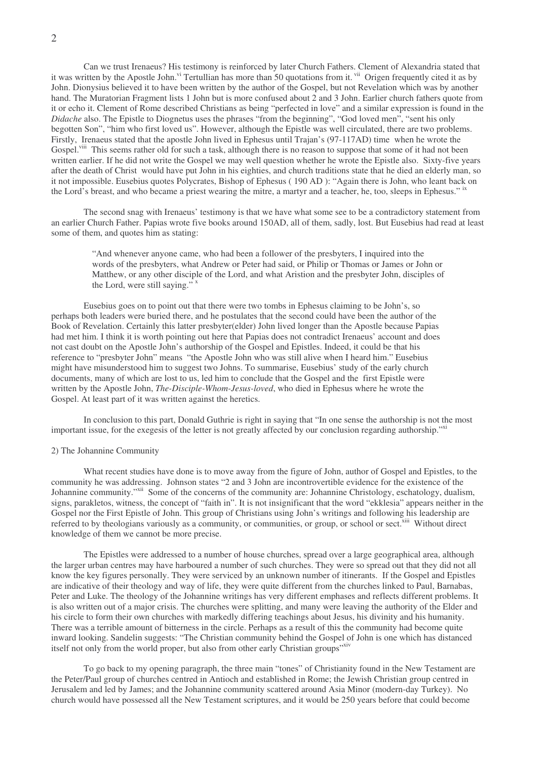Can we trust Irenaeus? His testimony is reinforced by later Church Fathers. Clement of Alexandria stated that it was written by the Apostle John.[vi] Tertullian has more than 50 quotations from it. [vii] Origen frequently cited it as by John. Dionysius believed it to have been written by the author of the Gospel, but not Revelation which was by another hand. The Muratorian Fragment lists 1 John but is more confused about 2 and 3 John. Earlier church fathers quote from it or echo it. Clement of Rome described Christians as being "perfected in love" and a similar expression is found in the *Didache* also. The Epistle to Diognetus uses the phrases "from the beginning", "God loved men", "sent his only begotten Son", "him who first loved us". However, although the Epistle was well circulated, there are two problems. Firstly, Irenaeus stated that the apostle John lived in Ephesus until Trajan's (97-117AD) time when he wrote the Gospel.[viii] This seems rather old for such a task, although there is no reason to suppose that some of it had not been written earlier. If he did not write the Gospel we may well question whether he wrote the Epistle also. Sixty-five years after the death of Christ would have put John in his eighties, and church traditions state that he died an elderly man, so it not impossible. Eusebius quotes Polycrates, Bishop of Ephesus ( 190 AD ): "Again there is John, who leant back on the Lord's breast, and who became a priest wearing the mitre, a martyr and a teacher, he, too, sleeps in Ephesus." [ix]

The second snag with Irenaeus' testimony is that we have what some see to be a contradictory statement from an earlier Church Father. Papias wrote five books around 150AD, all of them, sadly, lost. But Eusebius had read at least some of them, and quotes him as stating:

> "And whenever anyone came, who had been a follower of the presbyters, I inquired into the words of the presbyters, what Andrew or Peter had said, or Philip or Thomas or James or John or Matthew, or any other disciple of the Lord, and what Aristion and the presbyter John, disciples of the Lord, were still saying." [x]

Eusebius goes on to point out that there were two tombs in Ephesus claiming to be John's, so perhaps both leaders were buried there, and he postulates that the second could have been the author of the Book of Revelation. Certainly this latter presbyter(elder) John lived longer than the Apostle because Papias had met him. I think it is worth pointing out here that Papias does not contradict Irenaeus' account and does not cast doubt on the Apostle John's authorship of the Gospel and Epistles. Indeed, it could be that his reference to "presbyter John" means "the Apostle John who was still alive when I heard him." Eusebius might have misunderstood him to suggest two Johns. To summarise, Eusebius' study of the early church documents, many of which are lost to us, led him to conclude that the Gospel and the first Epistle were written by the Apostle John, *The-Disciple-Whom-Jesus-loved*, who died in Ephesus where he wrote the Gospel. At least part of it was written against the heretics.

In conclusion to this part, Donald Guthrie is right in saying that "In one sense the authorship is not the most important issue, for the exegesis of the letter is not greatly affected by our conclusion regarding authorship."[xi]

2) The Johannine Community

What recent studies have done is to move away from the figure of John, author of Gospel and Epistles, to the community he was addressing. Johnson states "2 and 3 John are incontrovertible evidence for the existence of the Johannine community."[xii] Some of the concerns of the community are: Johannine Christology, eschatology, dualism, signs, parakletos, witness, the concept of "faith in". It is not insignificant that the word "ekklesia" appears neither in the Gospel nor the First Epistle of John. This group of Christians using John's writings and following his leadership are referred to by theologians variously as a community, or communities, or group, or school or sect.[xiii] Without direct knowledge of them we cannot be more precise.

The Epistles were addressed to a number of house churches, spread over a large geographical area, although the larger urban centres may have harboured a number of such churches. They were so spread out that they did not all know the key figures personally. They were serviced by an unknown number of itinerants. If the Gospel and Epistles are indicative of their theology and way of life, they were quite different from the churches linked to Paul, Barnabas, Peter and Luke. The theology of the Johannine writings has very different emphases and reflects different problems. It is also written out of a major crisis. The churches were splitting, and many were leaving the authority of the Elder and his circle to form their own churches with markedly differing teachings about Jesus, his divinity and his humanity. There was a terrible amount of bitterness in the circle. Perhaps as a result of this the community had become quite inward looking. Sandelin suggests: "The Christian community behind the Gospel of John is one which has distanced itself not only from the world proper, but also from other early Christian groups"[xiv]

To go back to my opening paragraph, the three main "tones" of Christianity found in the New Testament are the Peter/Paul group of churches centred in Antioch and established in Rome; the Jewish Christian group centred in Jerusalem and led by James; and the Johannine community scattered around Asia Minor (modern-day Turkey). No church would have possessed all the New Testament scriptures, and it would be 250 years before that could become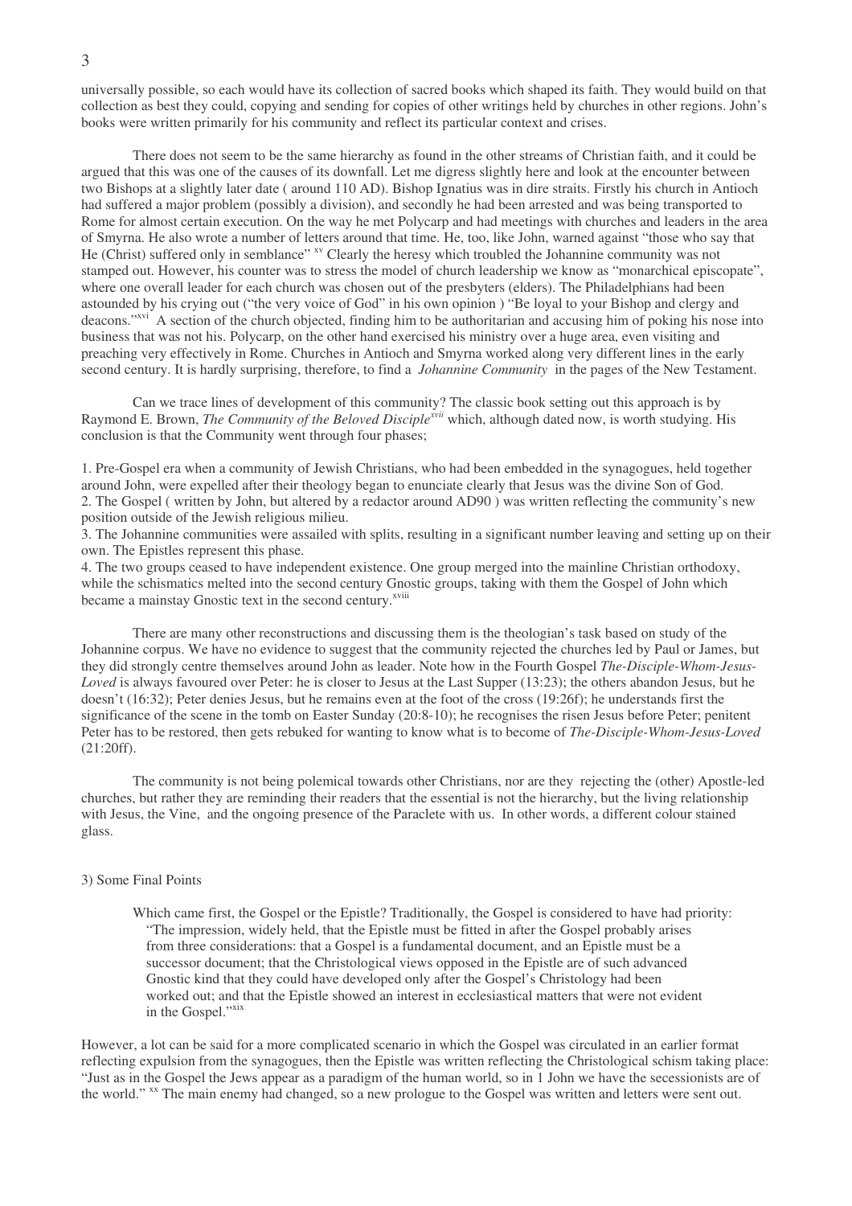universally possible, so each would have its collection of sacred books which shaped its faith. They would build on that collection as best they could, copying and sending for copies of other writings held by churches in other regions. John's books were written primarily for his community and reflect its particular context and crises.

There does not seem to be the same hierarchy as found in the other streams of Christian faith, and it could be argued that this was one of the causes of its downfall. Let me digress slightly here and look at the encounter between two Bishops at a slightly later date ( around 110 AD). Bishop Ignatius was in dire straits. Firstly his church in Antioch had suffered a major problem (possibly a division), and secondly he had been arrested and was being transported to Rome for almost certain execution. On the way he met Polycarp and had meetings with churches and leaders in the area of Smyrna. He also wrote a number of letters around that time. He, too, like John, warned against "those who say that He (Christ) suffered only in semblance" [xv] Clearly the heresy which troubled the Johannine community was not stamped out. However, his counter was to stress the model of church leadership we know as "monarchical episcopate", where one overall leader for each church was chosen out of the presbyters (elders). The Philadelphians had been astounded by his crying out ("the very voice of God" in his own opinion ) "Be loyal to your Bishop and clergy and deacons."[xvi] A section of the church objected, finding him to be authoritarian and accusing him of poking his nose into business that was not his. Polycarp, on the other hand exercised his ministry over a huge area, even visiting and preaching very effectively in Rome. Churches in Antioch and Smyrna worked along very different lines in the early second century. It is hardly surprising, therefore, to find a *Johannine Community* in the pages of the New Testament.

Can we trace lines of development of this community? The classic book setting out this approach is by Raymond E. Brown, *The Community of the Beloved Disciple*[xvii] which, although dated now, is worth studying. His conclusion is that the Community went through four phases;

1. Pre-Gospel era when a community of Jewish Christians, who had been embedded in the synagogues, held together around John, were expelled after their theology began to enunciate clearly that Jesus was the divine Son of God.
2. The Gospel ( written by John, but altered by a redactor around AD90 ) was written reflecting the community's new position outside of the Jewish religious milieu.
3. The Johannine communities were assailed with splits, resulting in a significant number leaving and setting up on their own. The Epistles represent this phase.
4. The two groups ceased to have independent existence. One group merged into the mainline Christian orthodoxy, while the schismatics melted into the second century Gnostic groups, taking with them the Gospel of John which became a mainstay Gnostic text in the second century.[xviii]

There are many other reconstructions and discussing them is the theologian's task based on study of the Johannine corpus. We have no evidence to suggest that the community rejected the churches led by Paul or James, but they did strongly centre themselves around John as leader. Note how in the Fourth Gospel *The-Disciple-Whom-Jesus-Loved* is always favoured over Peter: he is closer to Jesus at the Last Supper (13:23); the others abandon Jesus, but he doesn't (16:32); Peter denies Jesus, but he remains even at the foot of the cross (19:26f); he understands first the significance of the scene in the tomb on Easter Sunday (20:8-10); he recognises the risen Jesus before Peter; penitent Peter has to be restored, then gets rebuked for wanting to know what is to become of *The-Disciple-Whom-Jesus-Loved* (21:20ff).

The community is not being polemical towards other Christians, nor are they rejecting the (other) Apostle-led churches, but rather they are reminding their readers that the essential is not the hierarchy, but the living relationship with Jesus, the Vine, and the ongoing presence of the Paraclete with us. In other words, a different colour stained glass.

## 3) Some Final Points

Which came first, the Gospel or the Epistle? Traditionally, the Gospel is considered to have had priority:

> "The impression, widely held, that the Epistle must be fitted in after the Gospel probably arises from three considerations: that a Gospel is a fundamental document, and an Epistle must be a successor document; that the Christological views opposed in the Epistle are of such advanced Gnostic kind that they could have developed only after the Gospel's Christology had been worked out; and that the Epistle showed an interest in ecclesiastical matters that were not evident in the Gospel."[xix]

However, a lot can be said for a more complicated scenario in which the Gospel was circulated in an earlier format reflecting expulsion from the synagogues, then the Epistle was written reflecting the Christological schism taking place: "Just as in the Gospel the Jews appear as a paradigm of the human world, so in 1 John we have the secessionists are of the world." [xx] The main enemy had changed, so a new prologue to the Gospel was written and letters were sent out.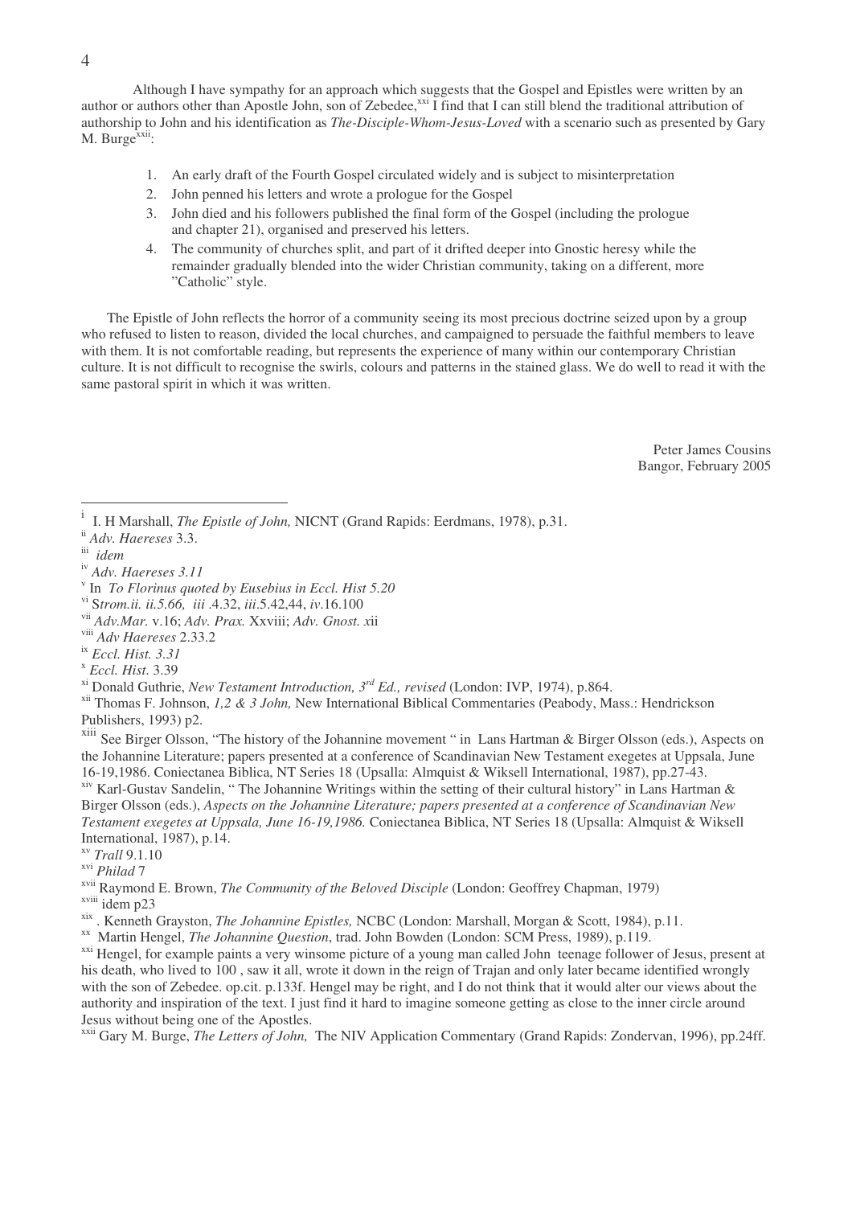Although I have sympathy for an approach which suggests that the Gospel and Epistles were written by an author or authors other than Apostle John, son of Zebedee,[xxi] I find that I can still blend the traditional attribution of authorship to John and his identification as *The-Disciple-Whom-Jesus-Loved* with a scenario such as presented by Gary M. Burge[xxii]:

1. An early draft of the Fourth Gospel circulated widely and is subject to misinterpretation
2. John penned his letters and wrote a prologue for the Gospel
3. John died and his followers published the final form of the Gospel (including the prologue and chapter 21), organised and preserved his letters.
4. The community of churches split, and part of it drifted deeper into Gnostic heresy while the remainder gradually blended into the wider Christian community, taking on a different, more "Catholic" style.

The Epistle of John reflects the horror of a community seeing its most precious doctrine seized upon by a group who refused to listen to reason, divided the local churches, and campaigned to persuade the faithful members to leave with them. It is not comfortable reading, but represents the experience of many within our contemporary Christian culture. It is not difficult to recognise the swirls, colours and patterns in the stained glass. We do well to read it with the same pastoral spirit in which it was written.

Peter James Cousins
Bangor, February 2005

---

[i] I. H Marshall, *The Epistle of John,* NICNT (Grand Rapids: Eerdmans, 1978), p.31.
[ii] *Adv. Haereses* 3.3.
[iii] *idem*
[iv] *Adv. Haereses 3.11*
[v] In *To Florinus quoted by Eusebius in Eccl. Hist 5.20*
[vi] *Strom.ii. ii.5.66, iii* .4.32, *iii*.5.42,44, *iv*.16.100
[vii] *Adv.Mar.* v.16; *Adv. Prax.* Xxviii; *Adv. Gnost. x*ii
[viii] *Adv Haereses* 2.33.2
[ix] *Eccl. Hist. 3.31*
[x] *Eccl. Hist.* 3.39
[xi] Donald Guthrie, *New Testament Introduction, 3rd Ed., revised* (London: IVP, 1974), p.864.
[xii] Thomas F. Johnson, *1,2 & 3 John,* New International Biblical Commentaries (Peabody, Mass.: Hendrickson Publishers, 1993) p2.
[xiii] See Birger Olsson, "The history of the Johannine movement " in Lans Hartman & Birger Olsson (eds.), Aspects on the Johannine Literature; papers presented at a conference of Scandinavian New Testament exegetes at Uppsala, June 16-19,1986. Coniectanea Biblica, NT Series 18 (Upsalla: Almquist & Wiksell International, 1987), pp.27-43.
[xiv] Karl-Gustav Sandelin, " The Johannine Writings within the setting of their cultural history" in Lans Hartman & Birger Olsson (eds.), *Aspects on the Johannine Literature; papers presented at a conference of Scandinavian New Testament exegetes at Uppsala, June 16-19,1986.* Coniectanea Biblica, NT Series 18 (Upsalla: Almquist & Wiksell International, 1987), p.14.
[xv] *Trall* 9.1.10
[xvi] *Philad* 7
[xvii] Raymond E. Brown, *The Community of the Beloved Disciple* (London: Geoffrey Chapman, 1979)
[xviii] idem p23
[xix] . Kenneth Grayston, *The Johannine Epistles,* NCBC (London: Marshall, Morgan & Scott, 1984), p.11.
[xx] Martin Hengel, *The Johannine Question*, trad. John Bowden (London: SCM Press, 1989), p.119.
[xxi] Hengel, for example paints a very winsome picture of a young man called John teenage follower of Jesus, present at his death, who lived to 100 , saw it all, wrote it down in the reign of Trajan and only later became identified wrongly with the son of Zebedee. op.cit. p.133f. Hengel may be right, and I do not think that it would alter our views about the authority and inspiration of the text. I just find it hard to imagine someone getting as close to the inner circle around Jesus without being one of the Apostles.
[xxii] Gary M. Burge, *The Letters of John,* The NIV Application Commentary (Grand Rapids: Zondervan, 1996), pp.24ff.